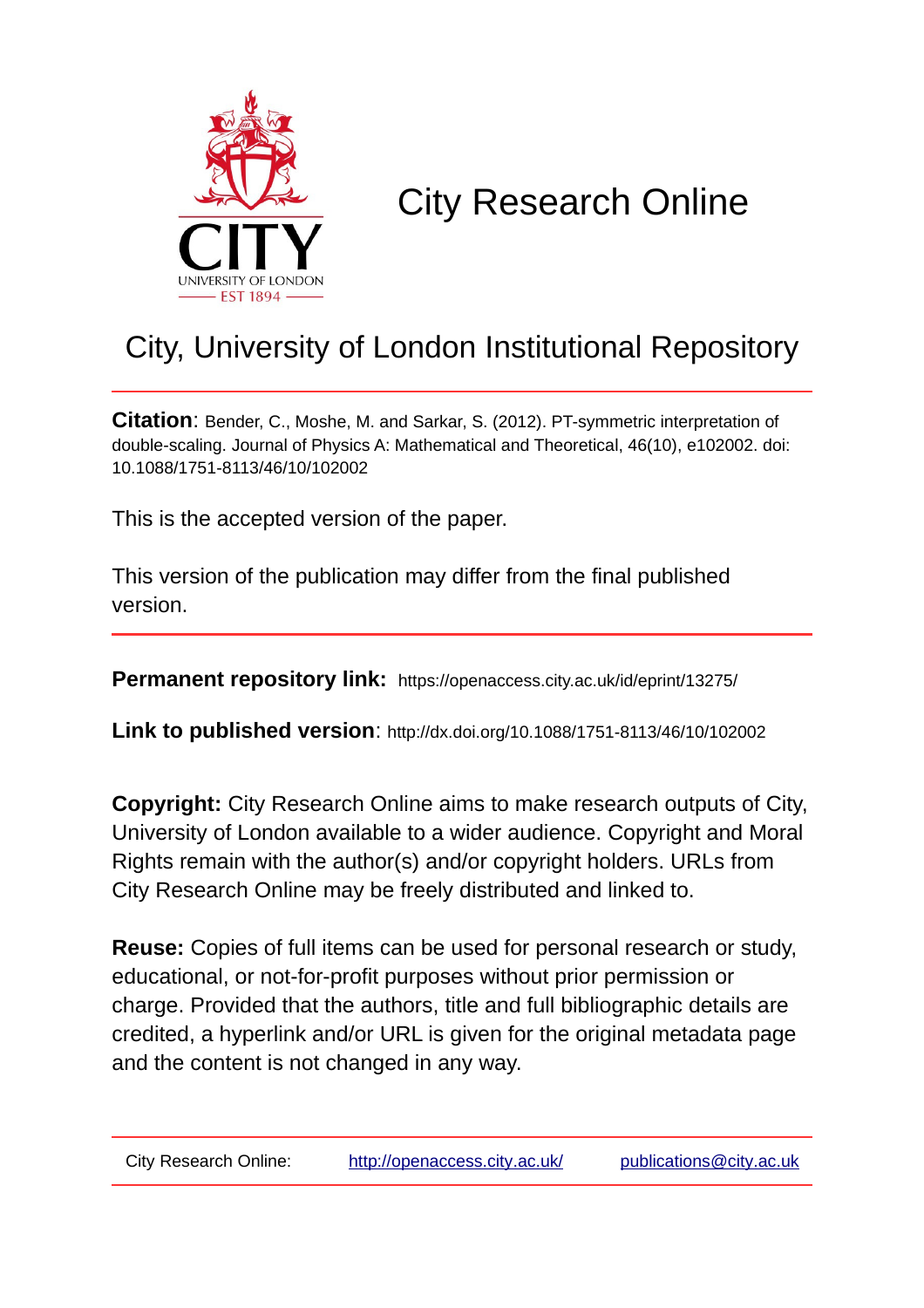# City Research Online

## City, University of London Institutional Repository

**Citation**: Bender, C., Moshe, M. and Sarkar, S. (2012). PT-symmetric interpretation of double-scaling. Journal of Physics A: Mathematical and Theoretical, 46(10), e102002. doi: 10.1088/1751-8113/46/10/102002

This is the accepted version of the paper.

This version of the publication may differ from the final published version.

**Permanent repository link:** https://openaccess.city.ac.uk/id/eprint/13275/

**Link to published version**: http://dx.doi.org/10.1088/1751-8113/46/10/102002

**Copyright:** City Research Online aims to make research outputs of City, University of London available to a wider audience. Copyright and Moral Rights remain with the author(s) and/or copyright holders. URLs from City Research Online may be freely distributed and linked to.

**Reuse:** Copies of full items can be used for personal research or study, educational, or not-for-profit purposes without prior permission or charge. Provided that the authors, title and full bibliographic details are credited, a hyperlink and/or URL is given for the original metadata page and the content is not changed in any way.

City Research Online: http://openaccess.city.ac.uk/ publications@city.ac.uk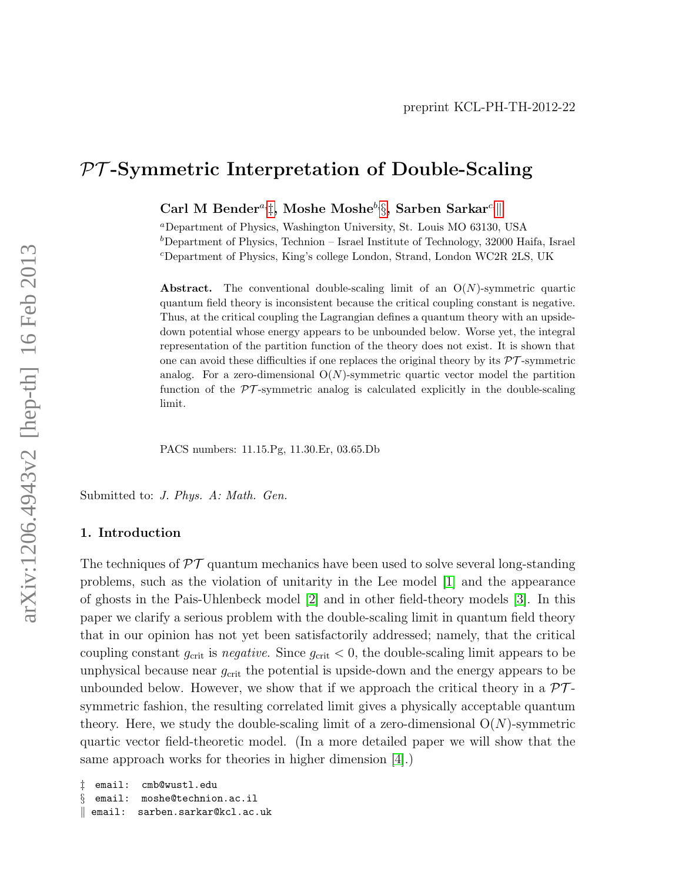preprint KCL-PH-TH-2012-22

# $\mathcal{PT}$-Symmetric Interpretation of Double-Scaling

**Carl M Bender**[a]‡, **Moshe Moshe**[b]§, **Sarben Sarkar**[c]‖

[a]Department of Physics, Washington University, St. Louis MO 63130, USA

[b]Department of Physics, Technion – Israel Institute of Technology, 32000 Haifa, Israel

[c]Department of Physics, King's college London, Strand, London WC2R 2LS, UK

**Abstract.** The conventional double-scaling limit of an O($N$)-symmetric quartic quantum field theory is inconsistent because the critical coupling constant is negative. Thus, at the critical coupling the Lagrangian defines a quantum theory with an upside-down potential whose energy appears to be unbounded below. Worse yet, the integral representation of the partition function of the theory does not exist. It is shown that one can avoid these difficulties if one replaces the original theory by its $\mathcal{PT}$-symmetric analog. For a zero-dimensional O($N$)-symmetric quartic vector model the partition function of the $\mathcal{PT}$-symmetric analog is calculated explicitly in the double-scaling limit.

PACS numbers: 11.15.Pg, 11.30.Er, 03.65.Db

Submitted to: *J. Phys. A: Math. Gen.*

## 1. Introduction

The techniques of $\mathcal{PT}$ quantum mechanics have been used to solve several long-standing problems, such as the violation of unitarity in the Lee model [1] and the appearance of ghosts in the Pais-Uhlenbeck model [2] and in other field-theory models [3]. In this paper we clarify a serious problem with the double-scaling limit in quantum field theory that in our opinion has not yet been satisfactorily addressed; namely, that the critical coupling constant $g_{\rm crit}$ is *negative*. Since $g_{\rm crit} < 0$, the double-scaling limit appears to be unphysical because near $g_{\rm crit}$ the potential is upside-down and the energy appears to be unbounded below. However, we show that if we approach the critical theory in a $\mathcal{PT}$-symmetric fashion, the resulting correlated limit gives a physically acceptable quantum theory. Here, we study the double-scaling limit of a zero-dimensional O($N$)-symmetric quartic vector field-theoretic model. (In a more detailed paper we will show that the same approach works for theories in higher dimension [4].)

‡ email: cmb@wustl.edu

§ email: moshe@technion.ac.il

‖ email: sarben.sarkar@kcl.ac.uk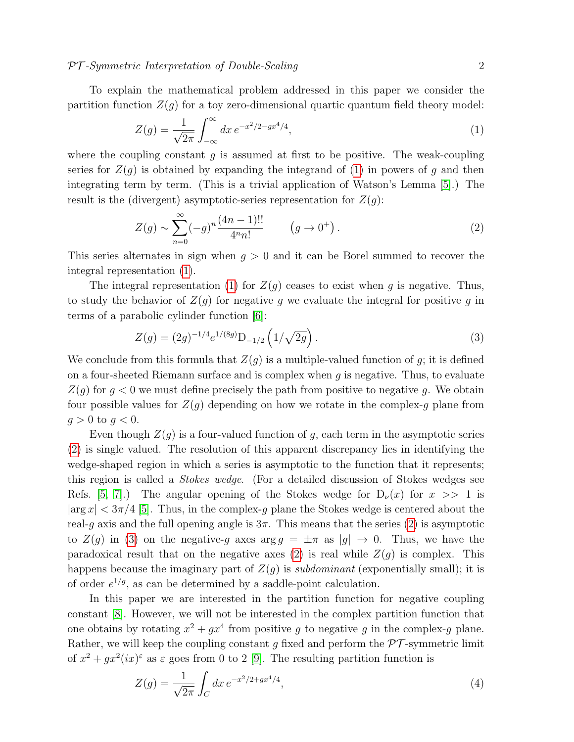To explain the mathematical problem addressed in this paper we consider the partition function $Z(g)$ for a toy zero-dimensional quartic quantum field theory model:

$$Z(g) = \frac{1}{\sqrt{2\pi}} \int_{-\infty}^{\infty} dx\, e^{-x^2/2 - gx^4/4}, \tag{1}$$

where the coupling constant $g$ is assumed at first to be positive. The weak-coupling series for $Z(g)$ is obtained by expanding the integrand of (1) in powers of $g$ and then integrating term by term. (This is a trivial application of Watson's Lemma [5].) The result is the (divergent) asymptotic-series representation for $Z(g)$:

$$Z(g) \sim \sum_{n=0}^{\infty} (-g)^n \frac{(4n-1)!!}{4^n n!} \qquad \left(g \to 0^+\right). \tag{2}$$

This series alternates in sign when $g > 0$ and it can be Borel summed to recover the integral representation (1).

The integral representation (1) for $Z(g)$ ceases to exist when $g$ is negative. Thus, to study the behavior of $Z(g)$ for negative $g$ we evaluate the integral for positive $g$ in terms of a parabolic cylinder function [6]:

$$Z(g) = (2g)^{-1/4} e^{1/(8g)} \mathrm{D}_{-1/2}\left(1/\sqrt{2g}\right). \tag{3}$$

We conclude from this formula that $Z(g)$ is a multiple-valued function of $g$; it is defined on a four-sheeted Riemann surface and is complex when $g$ is negative. Thus, to evaluate $Z(g)$ for $g < 0$ we must define precisely the path from positive to negative $g$. We obtain four possible values for $Z(g)$ depending on how we rotate in the complex-$g$ plane from $g > 0$ to $g < 0$.

Even though $Z(g)$ is a four-valued function of $g$, each term in the asymptotic series (2) is single valued. The resolution of this apparent discrepancy lies in identifying the wedge-shaped region in which a series is asymptotic to the function that it represents; this region is called a *Stokes wedge*. (For a detailed discussion of Stokes wedges see Refs. [5, 7].) The angular opening of the Stokes wedge for $\mathrm{D}_\nu(x)$ for $x >> 1$ is $|\arg x| < 3\pi/4$ [5]. Thus, in the complex-$g$ plane the Stokes wedge is centered about the real-$g$ axis and the full opening angle is $3\pi$. This means that the series (2) is asymptotic to $Z(g)$ in (3) on the negative-$g$ axes $\arg g = \pm\pi$ as $|g| \to 0$. Thus, we have the paradoxical result that on the negative axes (2) is real while $Z(g)$ is complex. This happens because the imaginary part of $Z(g)$ is *subdominant* (exponentially small); it is of order $e^{1/g}$, as can be determined by a saddle-point calculation.

In this paper we are interested in the partition function for negative coupling constant [8]. However, we will not be interested in the complex partition function that one obtains by rotating $x^2 + gx^4$ from positive $g$ to negative $g$ in the complex-$g$ plane. Rather, we will keep the coupling constant $g$ fixed and perform the $\mathcal{PT}$-symmetric limit of $x^2 + gx^2(ix)^\varepsilon$ as $\varepsilon$ goes from 0 to 2 [9]. The resulting partition function is

$$Z(g) = \frac{1}{\sqrt{2\pi}} \int_C dx\, e^{-x^2/2 + gx^4/4}, \tag{4}$$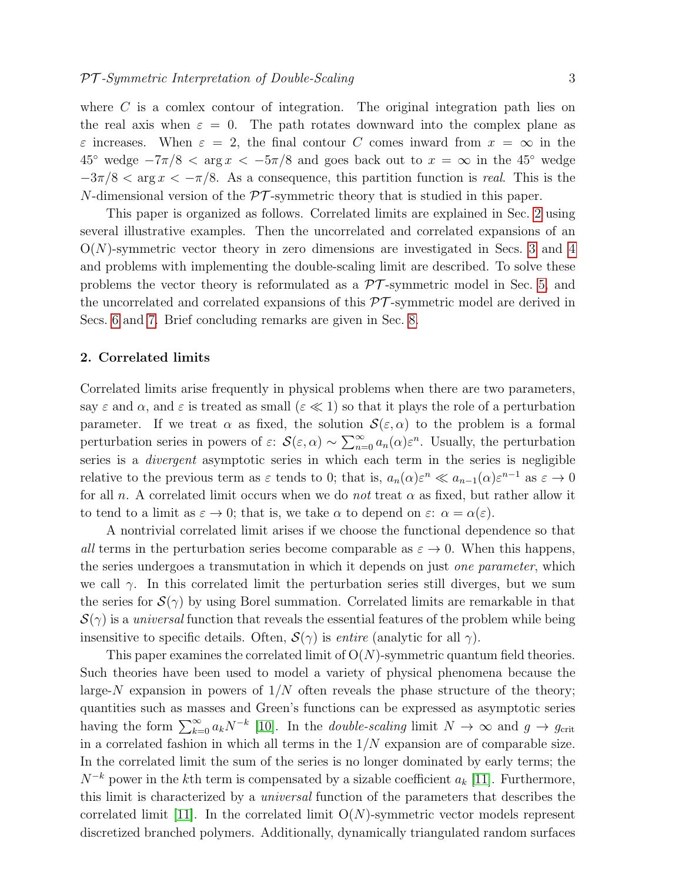where $C$ is a comlex contour of integration. The original integration path lies on the real axis when $\varepsilon = 0$. The path rotates downward into the complex plane as $\varepsilon$ increases. When $\varepsilon = 2$, the final contour $C$ comes inward from $x = \infty$ in the $45^\circ$ wedge $-7\pi/8 < \arg x < -5\pi/8$ and goes back out to $x = \infty$ in the $45^\circ$ wedge $-3\pi/8 < \arg x < -\pi/8$. As a consequence, this partition function is *real*. This is the $N$-dimensional version of the $\mathcal{PT}$-symmetric theory that is studied in this paper.

This paper is organized as follows. Correlated limits are explained in Sec. 2 using several illustrative examples. Then the uncorrelated and correlated expansions of an O($N$)-symmetric vector theory in zero dimensions are investigated in Secs. 3 and 4 and problems with implementing the double-scaling limit are described. To solve these problems the vector theory is reformulated as a $\mathcal{PT}$-symmetric model in Sec. 5, and the uncorrelated and correlated expansions of this $\mathcal{PT}$-symmetric model are derived in Secs. 6 and 7. Brief concluding remarks are given in Sec. 8.

## 2. Correlated limits

Correlated limits arise frequently in physical problems when there are two parameters, say $\varepsilon$ and $\alpha$, and $\varepsilon$ is treated as small ($\varepsilon \ll 1$) so that it plays the role of a perturbation parameter. If we treat $\alpha$ as fixed, the solution $\mathcal{S}(\varepsilon, \alpha)$ to the problem is a formal perturbation series in powers of $\varepsilon$: $\mathcal{S}(\varepsilon, \alpha) \sim \sum_{n=0}^{\infty} a_n(\alpha)\varepsilon^n$. Usually, the perturbation series is a *divergent* asymptotic series in which each term in the series is negligible relative to the previous term as $\varepsilon$ tends to 0; that is, $a_n(\alpha)\varepsilon^n \ll a_{n-1}(\alpha)\varepsilon^{n-1}$ as $\varepsilon \to 0$ for all $n$. A correlated limit occurs when we do *not* treat $\alpha$ as fixed, but rather allow it to tend to a limit as $\varepsilon \to 0$; that is, we take $\alpha$ to depend on $\varepsilon$: $\alpha = \alpha(\varepsilon)$.

A nontrivial correlated limit arises if we choose the functional dependence so that *all* terms in the perturbation series become comparable as $\varepsilon \to 0$. When this happens, the series undergoes a transmutation in which it depends on just *one parameter*, which we call $\gamma$. In this correlated limit the perturbation series still diverges, but we sum the series for $\mathcal{S}(\gamma)$ by using Borel summation. Correlated limits are remarkable in that $\mathcal{S}(\gamma)$ is a *universal* function that reveals the essential features of the problem while being insensitive to specific details. Often, $\mathcal{S}(\gamma)$ is *entire* (analytic for all $\gamma$).

This paper examines the correlated limit of O($N$)-symmetric quantum field theories. Such theories have been used to model a variety of physical phenomena because the large-$N$ expansion in powers of $1/N$ often reveals the phase structure of the theory; quantities such as masses and Green's functions can be expressed as asymptotic series having the form $\sum_{k=0}^{\infty} a_k N^{-k}$ [10]. In the *double-scaling* limit $N \to \infty$ and $g \to g_{\rm crit}$ in a correlated fashion in which all terms in the $1/N$ expansion are of comparable size. In the correlated limit the sum of the series is no longer dominated by early terms; the $N^{-k}$ power in the $k$th term is compensated by a sizable coefficient $a_k$ [11]. Furthermore, this limit is characterized by a *universal* function of the parameters that describes the correlated limit [11]. In the correlated limit O($N$)-symmetric vector models represent discretized branched polymers. Additionally, dynamically triangulated random surfaces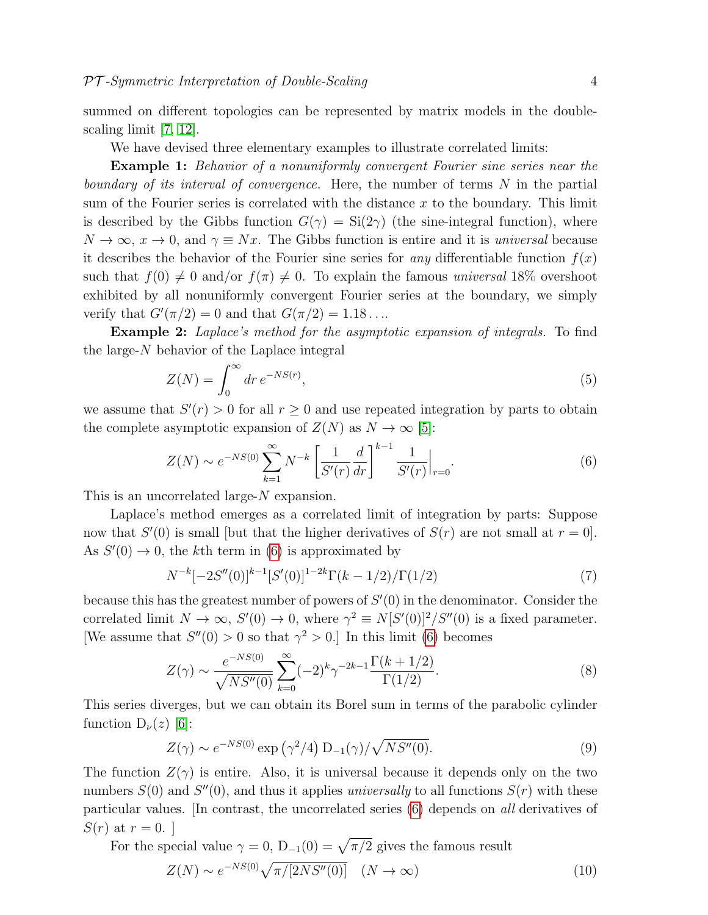summed on different topologies can be represented by matrix models in the double-scaling limit [7, 12].

We have devised three elementary examples to illustrate correlated limits:

**Example 1:** *Behavior of a nonuniformly convergent Fourier sine series near the boundary of its interval of convergence.* Here, the number of terms $N$ in the partial sum of the Fourier series is correlated with the distance $x$ to the boundary. This limit is described by the Gibbs function $G(\gamma) = \mathrm{Si}(2\gamma)$ (the sine-integral function), where $N \to \infty$, $x \to 0$, and $\gamma \equiv Nx$. The Gibbs function is entire and it is *universal* because it describes the behavior of the Fourier sine series for *any* differentiable function $f(x)$ such that $f(0) \neq 0$ and/or $f(\pi) \neq 0$. To explain the famous *universal* 18% overshoot exhibited by all nonuniformly convergent Fourier series at the boundary, we simply verify that $G'(\pi/2) = 0$ and that $G(\pi/2) = 1.18\ldots$.

**Example 2:** *Laplace's method for the asymptotic expansion of integrals.* To find the large-$N$ behavior of the Laplace integral

$$Z(N) = \int_0^\infty dr\, e^{-NS(r)}, \tag{5}$$

we assume that $S'(r) > 0$ for all $r \geq 0$ and use repeated integration by parts to obtain the complete asymptotic expansion of $Z(N)$ as $N \to \infty$ [5]:

$$Z(N) \sim e^{-NS(0)} \sum_{k=1}^{\infty} N^{-k} \left[\frac{1}{S'(r)}\frac{d}{dr}\right]^{k-1} \frac{1}{S'(r)}\Big|_{r=0}. \tag{6}$$

This is an uncorrelated large-$N$ expansion.

Laplace's method emerges as a correlated limit of integration by parts: Suppose now that $S'(0)$ is small [but that the higher derivatives of $S(r)$ are not small at $r = 0$]. As $S'(0) \to 0$, the $k$th term in (6) is approximated by

$$N^{-k}[-2S''(0)]^{k-1}[S'(0)]^{1-2k}\Gamma(k-1/2)/\Gamma(1/2) \tag{7}$$

because this has the greatest number of powers of $S'(0)$ in the denominator. Consider the correlated limit $N \to \infty$, $S'(0) \to 0$, where $\gamma^2 \equiv N[S'(0)]^2/S''(0)$ is a fixed parameter. [We assume that $S''(0) > 0$ so that $\gamma^2 > 0$.] In this limit (6) becomes

$$Z(\gamma) \sim \frac{e^{-NS(0)}}{\sqrt{NS''(0)}} \sum_{k=0}^{\infty} (-2)^k \gamma^{-2k-1} \frac{\Gamma(k+1/2)}{\Gamma(1/2)}. \tag{8}$$

This series diverges, but we can obtain its Borel sum in terms of the parabolic cylinder function $\mathrm{D}_\nu(z)$ [6]:

$$Z(\gamma) \sim e^{-NS(0)} \exp\left(\gamma^2/4\right) \mathrm{D}_{-1}(\gamma)/\sqrt{NS''(0)}. \tag{9}$$

The function $Z(\gamma)$ is entire. Also, it is universal because it depends only on the two numbers $S(0)$ and $S''(0)$, and thus it applies *universally* to all functions $S(r)$ with these particular values. [In contrast, the uncorrelated series (6) depends on *all* derivatives of $S(r)$ at $r = 0$. ]

For the special value $\gamma = 0$, $\mathrm{D}_{-1}(0) = \sqrt{\pi/2}$ gives the famous result

$$Z(N) \sim e^{-NS(0)} \sqrt{\pi/[2NS''(0)]} \quad (N \to \infty) \tag{10}$$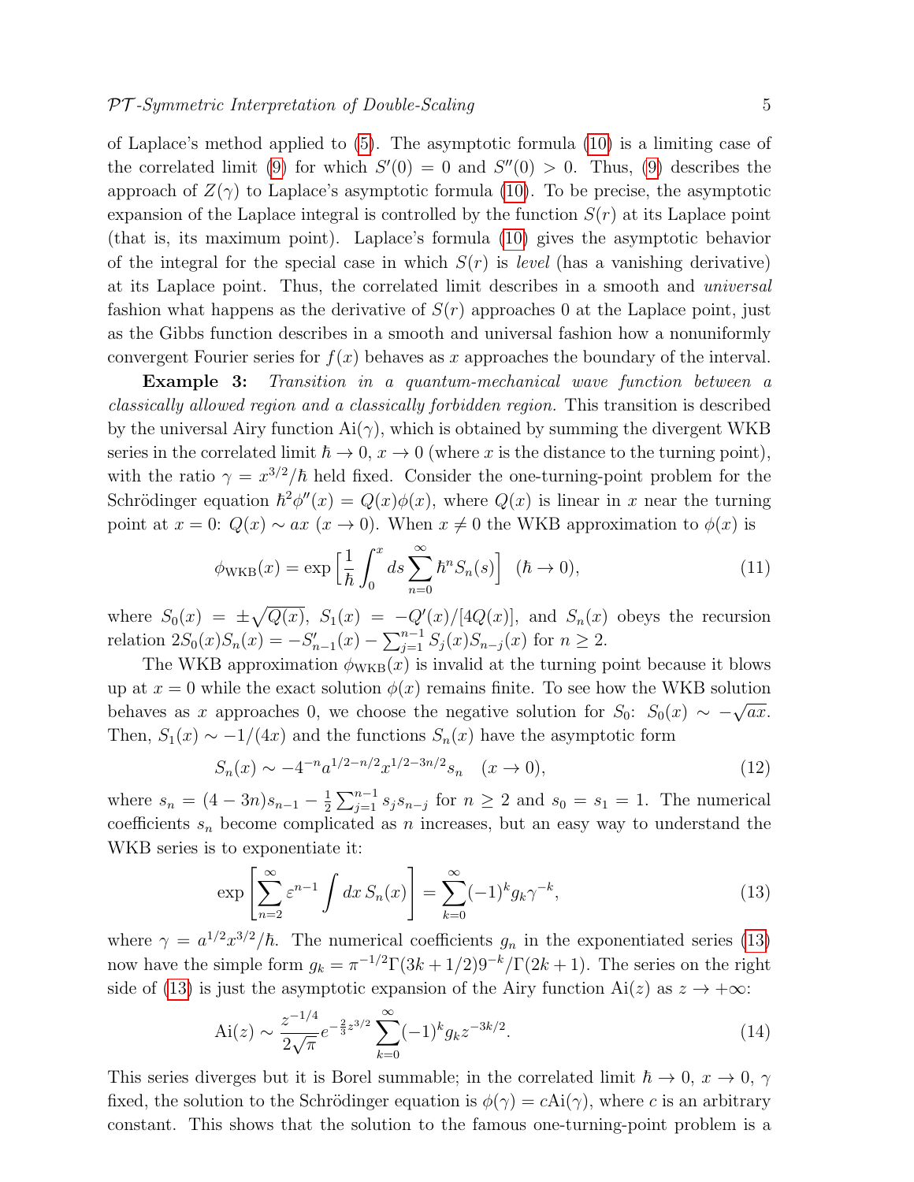of Laplace's method applied to (5). The asymptotic formula (10) is a limiting case of the correlated limit (9) for which $S'(0)=0$ and $S''(0)>0$. Thus, (9) describes the approach of $Z(\gamma)$ to Laplace's asymptotic formula (10). To be precise, the asymptotic expansion of the Laplace integral is controlled by the function $S(r)$ at its Laplace point (that is, its maximum point). Laplace's formula (10) gives the asymptotic behavior of the integral for the special case in which $S(r)$ is *level* (has a vanishing derivative) at its Laplace point. Thus, the correlated limit describes in a smooth and *universal* fashion what happens as the derivative of $S(r)$ approaches 0 at the Laplace point, just as the Gibbs function describes in a smooth and universal fashion how a nonuniformly convergent Fourier series for $f(x)$ behaves as $x$ approaches the boundary of the interval.

**Example 3:** *Transition in a quantum-mechanical wave function between a classically allowed region and a classically forbidden region.* This transition is described by the universal Airy function $\mathrm{Ai}(\gamma)$, which is obtained by summing the divergent WKB series in the correlated limit $\hbar\to 0$, $x\to 0$ (where $x$ is the distance to the turning point), with the ratio $\gamma=x^{3/2}/\hbar$ held fixed. Consider the one-turning-point problem for the Schrödinger equation $\hbar^2\phi''(x)=Q(x)\phi(x)$, where $Q(x)$ is linear in $x$ near the turning point at $x=0$: $Q(x)\sim ax$ $(x\to 0)$. When $x\neq 0$ the WKB approximation to $\phi(x)$ is

$$\phi_{\rm WKB}(x)=\exp\left[\frac{1}{\hbar}\int_0^x ds\sum_{n=0}^\infty \hbar^n S_n(s)\right]\quad(\hbar\to 0), \tag{11}$$

where $S_0(x)=\pm\sqrt{Q(x)}$, $S_1(x)=-Q'(x)/[4Q(x)]$, and $S_n(x)$ obeys the recursion relation $2S_0(x)S_n(x)=-S'_{n-1}(x)-\sum_{j=1}^{n-1}S_j(x)S_{n-j}(x)$ for $n\geq 2$.

The WKB approximation $\phi_{\rm WKB}(x)$ is invalid at the turning point because it blows up at $x=0$ while the exact solution $\phi(x)$ remains finite. To see how the WKB solution behaves as $x$ approaches 0, we choose the negative solution for $S_0$: $S_0(x)\sim-\sqrt{ax}$. Then, $S_1(x)\sim -1/(4x)$ and the functions $S_n(x)$ have the asymptotic form

$$S_n(x)\sim -4^{-n}a^{1/2-n/2}x^{1/2-3n/2}s_n\quad(x\to 0), \tag{12}$$

where $s_n=(4-3n)s_{n-1}-\frac{1}{2}\sum_{j=1}^{n-1}s_js_{n-j}$ for $n\geq 2$ and $s_0=s_1=1$. The numerical coefficients $s_n$ become complicated as $n$ increases, but an easy way to understand the WKB series is to exponentiate it:

$$\exp\left[\sum_{n=2}^\infty \varepsilon^{n-1}\int dx\, S_n(x)\right]=\sum_{k=0}^\infty(-1)^k g_k\gamma^{-k}, \tag{13}$$

where $\gamma=a^{1/2}x^{3/2}/\hbar$. The numerical coefficients $g_n$ in the exponentiated series (13) now have the simple form $g_k=\pi^{-1/2}\Gamma(3k+1/2)9^{-k}/\Gamma(2k+1)$. The series on the right side of (13) is just the asymptotic expansion of the Airy function $\mathrm{Ai}(z)$ as $z\to+\infty$:

$$\mathrm{Ai}(z)\sim\frac{z^{-1/4}}{2\sqrt{\pi}}e^{-\frac{2}{3}z^{3/2}}\sum_{k=0}^\infty(-1)^k g_k z^{-3k/2}. \tag{14}$$

This series diverges but it is Borel summable; in the correlated limit $\hbar\to 0$, $x\to 0$, $\gamma$ fixed, the solution to the Schrödinger equation is $\phi(\gamma)=c\mathrm{Ai}(\gamma)$, where $c$ is an arbitrary constant. This shows that the solution to the famous one-turning-point problem is a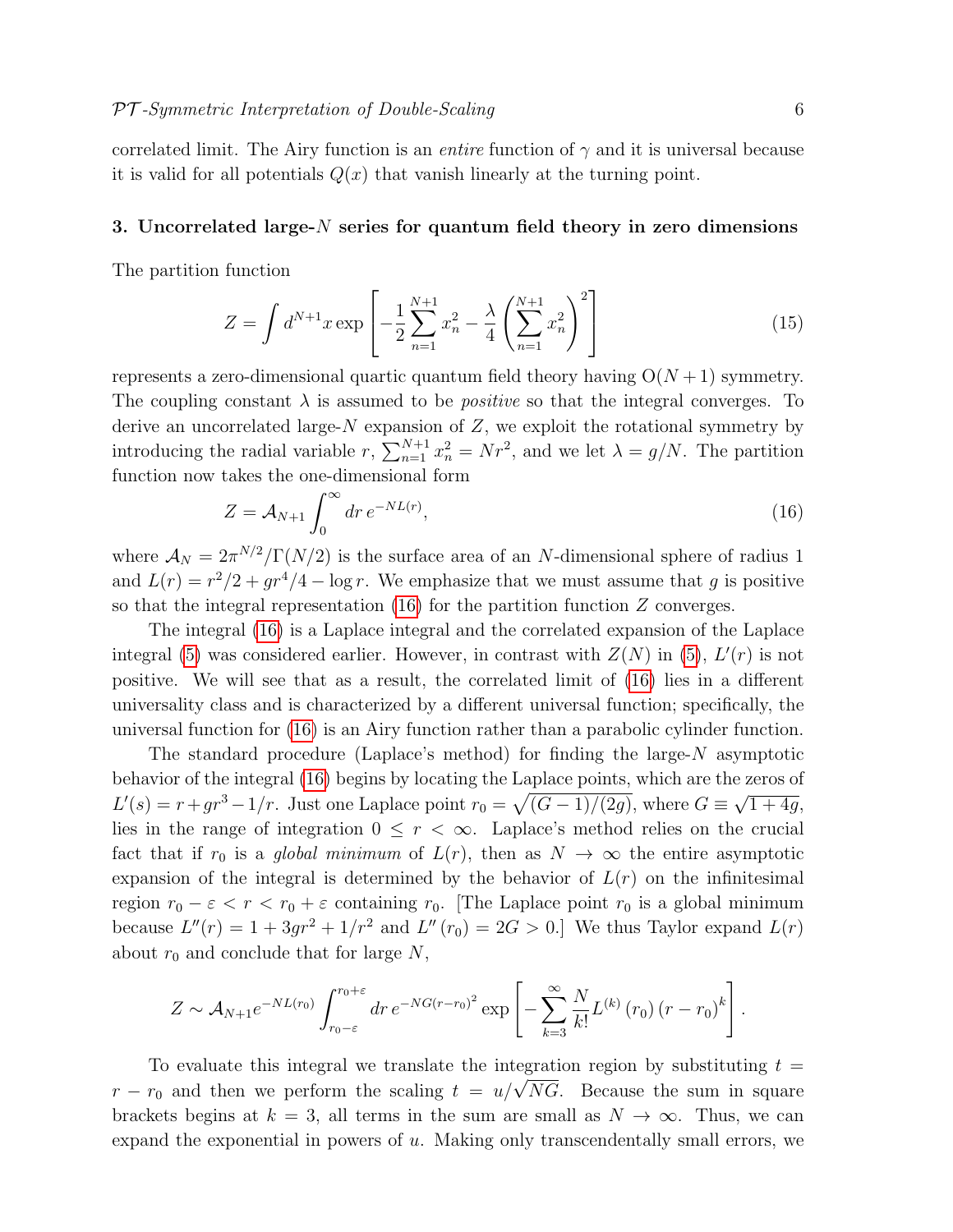correlated limit. The Airy function is an *entire* function of $\gamma$ and it is universal because it is valid for all potentials $Q(x)$ that vanish linearly at the turning point.

### 3. Uncorrelated large-$N$ series for quantum field theory in zero dimensions

The partition function

$$Z=\int d^{N+1}x\,\exp\left[-\frac{1}{2}\sum_{n=1}^{N+1}x_n^2-\frac{\lambda}{4}\left(\sum_{n=1}^{N+1}x_n^2\right)^2\right] \tag{15}$$

represents a zero-dimensional quartic quantum field theory having $\mathrm{O}(N+1)$ symmetry. The coupling constant $\lambda$ is assumed to be *positive* so that the integral converges. To derive an uncorrelated large-$N$ expansion of $Z$, we exploit the rotational symmetry by introducing the radial variable $r$, $\sum_{n=1}^{N+1}x_n^2=Nr^2$, and we let $\lambda=g/N$. The partition function now takes the one-dimensional form

$$Z=\mathcal{A}_{N+1}\int_0^\infty dr\,e^{-NL(r)}, \tag{16}$$

where $\mathcal{A}_N=2\pi^{N/2}/\Gamma(N/2)$ is the surface area of an $N$-dimensional sphere of radius 1 and $L(r)=r^2/2+gr^4/4-\log r$. We emphasize that we must assume that $g$ is positive so that the integral representation (16) for the partition function $Z$ converges.

The integral (16) is a Laplace integral and the correlated expansion of the Laplace integral (5) was considered earlier. However, in contrast with $Z(N)$ in (5), $L'(r)$ is not positive. We will see that as a result, the correlated limit of (16) lies in a different universality class and is characterized by a different universal function; specifically, the universal function for (16) is an Airy function rather than a parabolic cylinder function.

The standard procedure (Laplace's method) for finding the large-$N$ asymptotic behavior of the integral (16) begins by locating the Laplace points, which are the zeros of $L'(s)=r+gr^3-1/r$. Just one Laplace point $r_0=\sqrt{(G-1)/(2g)}$, where $G\equiv\sqrt{1+4g}$, lies in the range of integration $0\le r<\infty$. Laplace's method relies on the crucial fact that if $r_0$ is a *global minimum* of $L(r)$, then as $N\to\infty$ the entire asymptotic expansion of the integral is determined by the behavior of $L(r)$ on the infinitesimal region $r_0-\varepsilon<r<r_0+\varepsilon$ containing $r_0$. [The Laplace point $r_0$ is a global minimum because $L''(r)=1+3gr^2+1/r^2$ and $L''(r_0)=2G>0$.] We thus Taylor expand $L(r)$ about $r_0$ and conclude that for large $N$,

$$Z\sim\mathcal{A}_{N+1}e^{-NL(r_0)}\int_{r_0-\varepsilon}^{r_0+\varepsilon}dr\,e^{-NG(r-r_0)^2}\exp\left[-\sum_{k=3}^{\infty}\frac{N}{k!}L^{(k)}(r_0)\,(r-r_0)^k\right].$$

To evaluate this integral we translate the integration region by substituting $t=r-r_0$ and then we perform the scaling $t=u/\sqrt{NG}$. Because the sum in square brackets begins at $k=3$, all terms in the sum are small as $N\to\infty$. Thus, we can expand the exponential in powers of $u$. Making only transcendentally small errors, we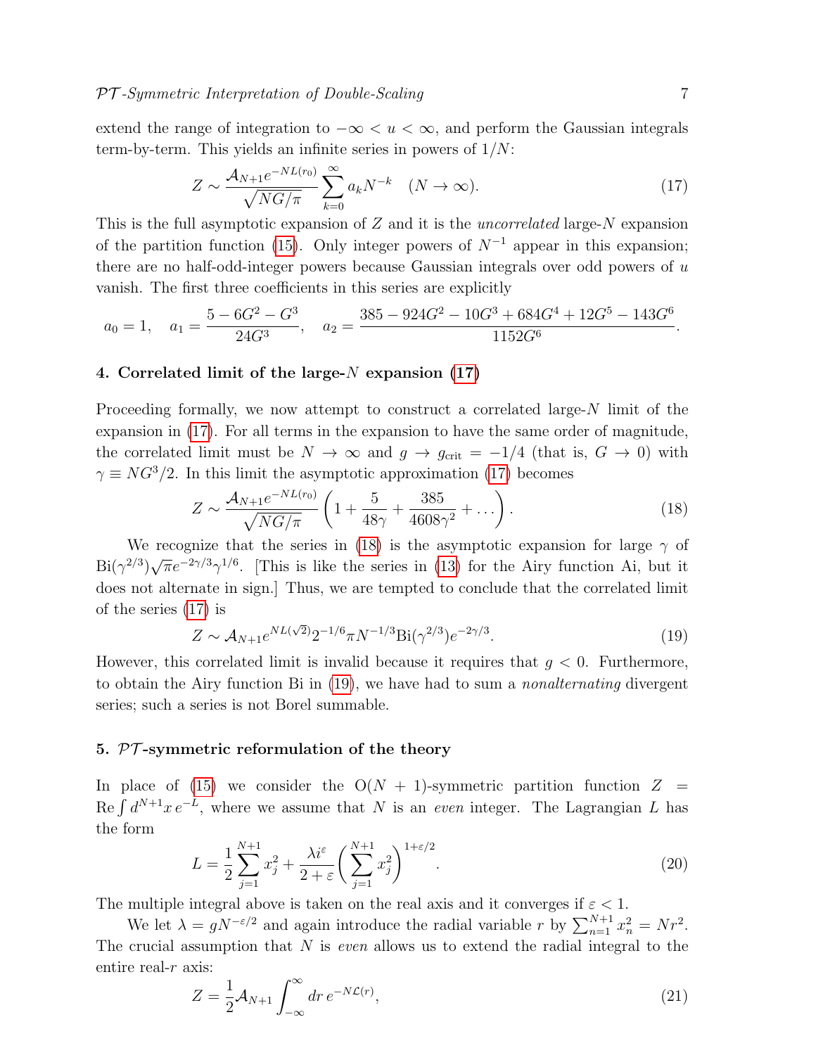extend the range of integration to $-\infty < u < \infty$, and perform the Gaussian integrals term-by-term. This yields an infinite series in powers of $1/N$:

$$Z \sim \frac{\mathcal{A}_{N+1} e^{-NL(r_0)}}{\sqrt{NG/\pi}} \sum_{k=0}^{\infty} a_k N^{-k} \quad (N \to \infty). \tag{17}$$

This is the full asymptotic expansion of $Z$ and it is the *uncorrelated* large-$N$ expansion of the partition function (15). Only integer powers of $N^{-1}$ appear in this expansion; there are no half-odd-integer powers because Gaussian integrals over odd powers of $u$ vanish. The first three coefficients in this series are explicitly

$$a_0 = 1, \quad a_1 = \frac{5 - 6G^2 - G^3}{24G^3}, \quad a_2 = \frac{385 - 924G^2 - 10G^3 + 684G^4 + 12G^5 - 143G^6}{1152G^6}.$$

## 4. Correlated limit of the large-$N$ expansion (17)

Proceeding formally, we now attempt to construct a correlated large-$N$ limit of the expansion in (17). For all terms in the expansion to have the same order of magnitude, the correlated limit must be $N \to \infty$ and $g \to g_{\text{crit}} = -1/4$ (that is, $G \to 0$) with $\gamma \equiv NG^3/2$. In this limit the asymptotic approximation (17) becomes

$$Z \sim \frac{\mathcal{A}_{N+1} e^{-NL(r_0)}}{\sqrt{NG/\pi}} \left( 1 + \frac{5}{48\gamma} + \frac{385}{4608\gamma^2} + \ldots \right). \tag{18}$$

We recognize that the series in (18) is the asymptotic expansion for large $\gamma$ of $\text{Bi}(\gamma^{2/3})\sqrt{\pi} e^{-2\gamma/3} \gamma^{1/6}$. [This is like the series in (13) for the Airy function Ai, but it does not alternate in sign.] Thus, we are tempted to conclude that the correlated limit of the series (17) is

$$Z \sim \mathcal{A}_{N+1} e^{NL(\sqrt{2})} 2^{-1/6} \pi N^{-1/3} \text{Bi}(\gamma^{2/3}) e^{-2\gamma/3}. \tag{19}$$

However, this correlated limit is invalid because it requires that $g < 0$. Furthermore, to obtain the Airy function Bi in (19), we have had to sum a *nonalternating* divergent series; such a series is not Borel summable.

## 5. $\mathcal{PT}$-symmetric reformulation of the theory

In place of (15) we consider the $\text{O}(N+1)$-symmetric partition function $Z = \text{Re} \int d^{N+1}x \, e^{-L}$, where we assume that $N$ is an *even* integer. The Lagrangian $L$ has the form

$$L = \frac{1}{2} \sum_{j=1}^{N+1} x_j^2 + \frac{\lambda i^{\varepsilon}}{2+\varepsilon} \left( \sum_{j=1}^{N+1} x_j^2 \right)^{1+\varepsilon/2}. \tag{20}$$

The multiple integral above is taken on the real axis and it converges if $\varepsilon < 1$.

We let $\lambda = gN^{-\varepsilon/2}$ and again introduce the radial variable $r$ by $\sum_{n=1}^{N+1} x_n^2 = Nr^2$. The crucial assumption that $N$ is *even* allows us to extend the radial integral to the entire real-$r$ axis:

$$Z = \frac{1}{2} \mathcal{A}_{N+1} \int_{-\infty}^{\infty} dr \, e^{-N\mathcal{L}(r)}, \tag{21}$$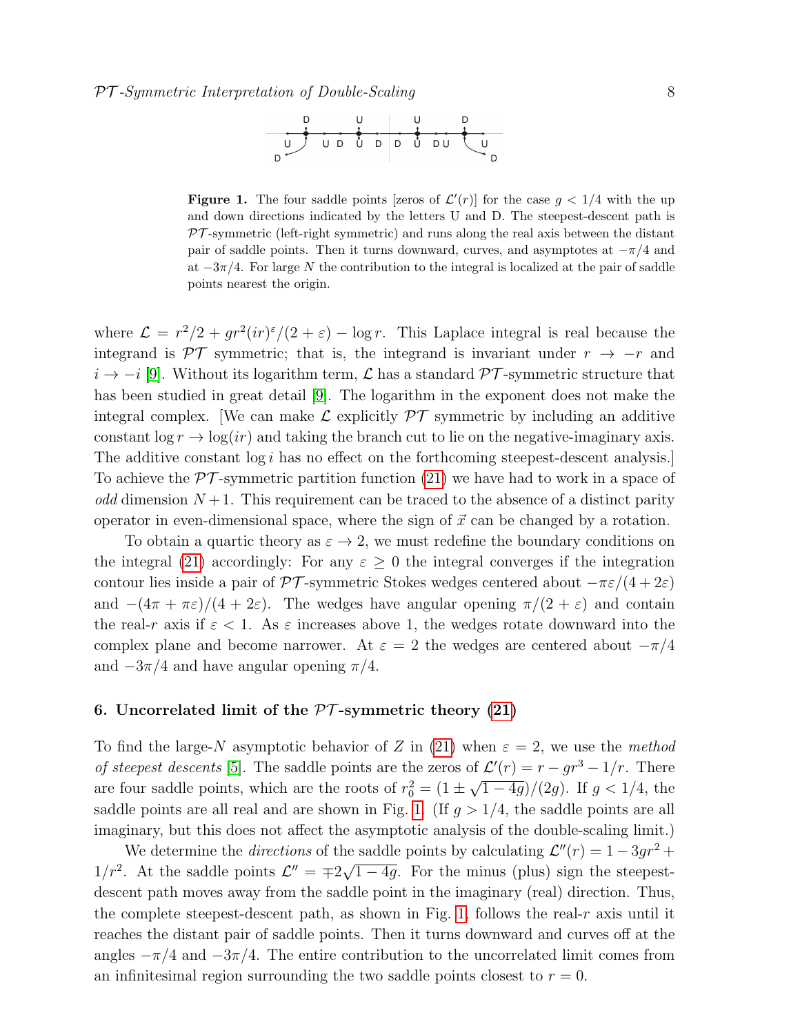**Figure 1.** The four saddle points [zeros of $\mathcal{L}'(r)$] for the case $g < 1/4$ with the up and down directions indicated by the letters U and D. The steepest-descent path is $\mathcal{PT}$-symmetric (left-right symmetric) and runs along the real axis between the distant pair of saddle points. Then it turns downward, curves, and asymptotes at $-\pi/4$ and at $-3\pi/4$. For large $N$ the contribution to the integral is localized at the pair of saddle points nearest the origin.

where $\mathcal{L} = r^2/2 + gr^2(ir)^\varepsilon/(2+\varepsilon) - \log r$. This Laplace integral is real because the integrand is $\mathcal{PT}$ symmetric; that is, the integrand is invariant under $r \to -r$ and $i \to -i$ [9]. Without its logarithm term, $\mathcal{L}$ has a standard $\mathcal{PT}$-symmetric structure that has been studied in great detail [9]. The logarithm in the exponent does not make the integral complex. [We can make $\mathcal{L}$ explicitly $\mathcal{PT}$ symmetric by including an additive constant $\log r \to \log(ir)$ and taking the branch cut to lie on the negative-imaginary axis. The additive constant $\log i$ has no effect on the forthcoming steepest-descent analysis.] To achieve the $\mathcal{PT}$-symmetric partition function (21) we have had to work in a space of *odd* dimension $N+1$. This requirement can be traced to the absence of a distinct parity operator in even-dimensional space, where the sign of $\vec{x}$ can be changed by a rotation.

To obtain a quartic theory as $\varepsilon \to 2$, we must redefine the boundary conditions on the integral (21) accordingly: For any $\varepsilon \geq 0$ the integral converges if the integration contour lies inside a pair of $\mathcal{PT}$-symmetric Stokes wedges centered about $-\pi\varepsilon/(4+2\varepsilon)$ and $-(4\pi+\pi\varepsilon)/(4+2\varepsilon)$. The wedges have angular opening $\pi/(2+\varepsilon)$ and contain the real-$r$ axis if $\varepsilon < 1$. As $\varepsilon$ increases above 1, the wedges rotate downward into the complex plane and become narrower. At $\varepsilon = 2$ the wedges are centered about $-\pi/4$ and $-3\pi/4$ and have angular opening $\pi/4$.

## 6. Uncorrelated limit of the $\mathcal{PT}$-symmetric theory (21)

To find the large-$N$ asymptotic behavior of $Z$ in (21) when $\varepsilon = 2$, we use the *method of steepest descents* [5]. The saddle points are the zeros of $\mathcal{L}'(r) = r - gr^3 - 1/r$. There are four saddle points, which are the roots of $r_0^2 = (1 \pm \sqrt{1-4g})/(2g)$. If $g < 1/4$, the saddle points are all real and are shown in Fig. 1. (If $g > 1/4$, the saddle points are all imaginary, but this does not affect the asymptotic analysis of the double-scaling limit.)

We determine the *directions* of the saddle points by calculating $\mathcal{L}''(r) = 1 - 3gr^2 + 1/r^2$. At the saddle points $\mathcal{L}'' = \mp 2\sqrt{1-4g}$. For the minus (plus) sign the steepest-descent path moves away from the saddle point in the imaginary (real) direction. Thus, the complete steepest-descent path, as shown in Fig. 1, follows the real-$r$ axis until it reaches the distant pair of saddle points. Then it turns downward and curves off at the angles $-\pi/4$ and $-3\pi/4$. The entire contribution to the uncorrelated limit comes from an infinitesimal region surrounding the two saddle points closest to $r = 0$.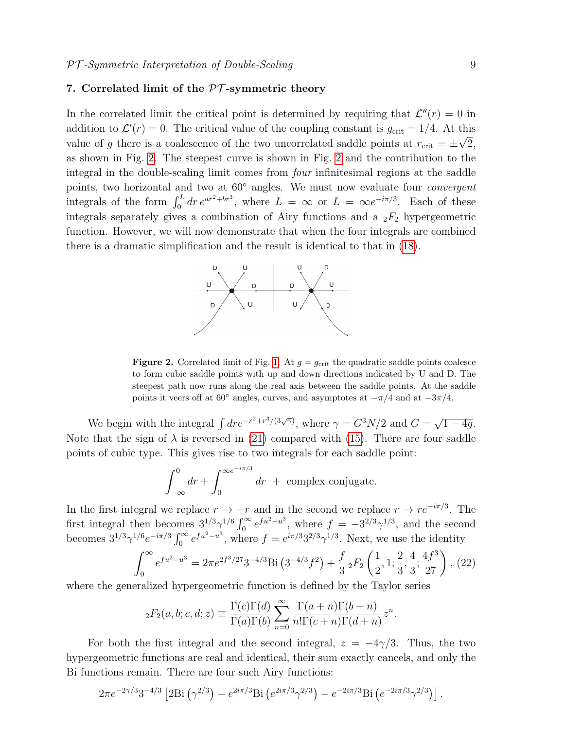## 7. Correlated limit of the $\mathcal{PT}$-symmetric theory

In the correlated limit the critical point is determined by requiring that $\mathcal{L}''(r) = 0$ in addition to $\mathcal{L}'(r) = 0$. The critical value of the coupling constant is $g_{\rm crit} = 1/4$. At this value of $g$ there is a coalescence of the two uncorrelated saddle points at $r_{\rm crit} = \pm\sqrt{2}$, as shown in Fig. 2. The steepest curve is shown in Fig. 2 and the contribution to the integral in the double-scaling limit comes from *four* infinitesimal regions at the saddle points, two horizontal and two at 60° angles. We must now evaluate four *convergent* integrals of the form $\int_0^L dr\, e^{ar^2+br^3}$, where $L = \infty$ or $L = \infty e^{-i\pi/3}$. Each of these integrals separately gives a combination of Airy functions and a ${}_2F_2$ hypergeometric function. However, we will now demonstrate that when the four integrals are combined there is a dramatic simplification and the result is identical to that in (18).

**Figure 2.** Correlated limit of Fig. 1. At $g = g_{\rm crit}$ the quadratic saddle points coalesce to form cubic saddle points with up and down directions indicated by U and D. The steepest path now runs along the real axis between the saddle points. At the saddle points it veers off at 60° angles, curves, and asymptotes at $-\pi/4$ and at $-3\pi/4$.

We begin with the integral $\int dr e^{-r^2+r^3/(3\sqrt{\gamma})}$, where $\gamma = G^3N/2$ and $G = \sqrt{1-4g}$. Note that the sign of $\lambda$ is reversed in (21) compared with (15). There are four saddle points of cubic type. This gives rise to two integrals for each saddle point:

$$\int_{-\infty}^0 dr + \int_0^{\infty e^{-i\pi/3}} dr \ + \ \text{complex conjugate.}$$

In the first integral we replace $r \to -r$ and in the second we replace $r \to re^{-i\pi/3}$. The first integral then becomes $3^{1/3}\gamma^{1/6}\int_0^\infty e^{fu^2-u^3}$, where $f = -3^{2/3}\gamma^{1/3}$, and the second becomes $3^{1/3}\gamma^{1/6}e^{-i\pi/3}\int_0^\infty e^{fu^2-u^3}$, where $f = e^{i\pi/3}3^{2/3}\gamma^{1/3}$. Next, we use the identity

$$\int_0^\infty e^{fu^2-u^3} = 2\pi e^{2f^3/27}3^{-4/3}\mathrm{Bi}\left(3^{-4/3}f^2\right) + \frac{f}{3}\,{}_2F_2\left(\frac{1}{2}, 1; \frac{2}{3}, \frac{4}{3}; \frac{4f^3}{27}\right), \quad (22)$$

where the generalized hypergeometric function is defined by the Taylor series

$${}_2F_2(a, b; c, d; z) \equiv \frac{\Gamma(c)\Gamma(d)}{\Gamma(a)\Gamma(b)}\sum_{n=0}^\infty \frac{\Gamma(a+n)\Gamma(b+n)}{n!\Gamma(c+n)\Gamma(d+n)}z^n.$$

For both the first integral and the second integral, $z = -4\gamma/3$. Thus, the two hypergeometric functions are real and identical, their sum exactly cancels, and only the Bi functions remain. There are four such Airy functions:

$$2\pi e^{-2\gamma/3}3^{-4/3}\left[2\mathrm{Bi}\left(\gamma^{2/3}\right) - e^{2i\pi/3}\mathrm{Bi}\left(e^{2i\pi/3}\gamma^{2/3}\right) - e^{-2i\pi/3}\mathrm{Bi}\left(e^{-2i\pi/3}\gamma^{2/3}\right)\right].$$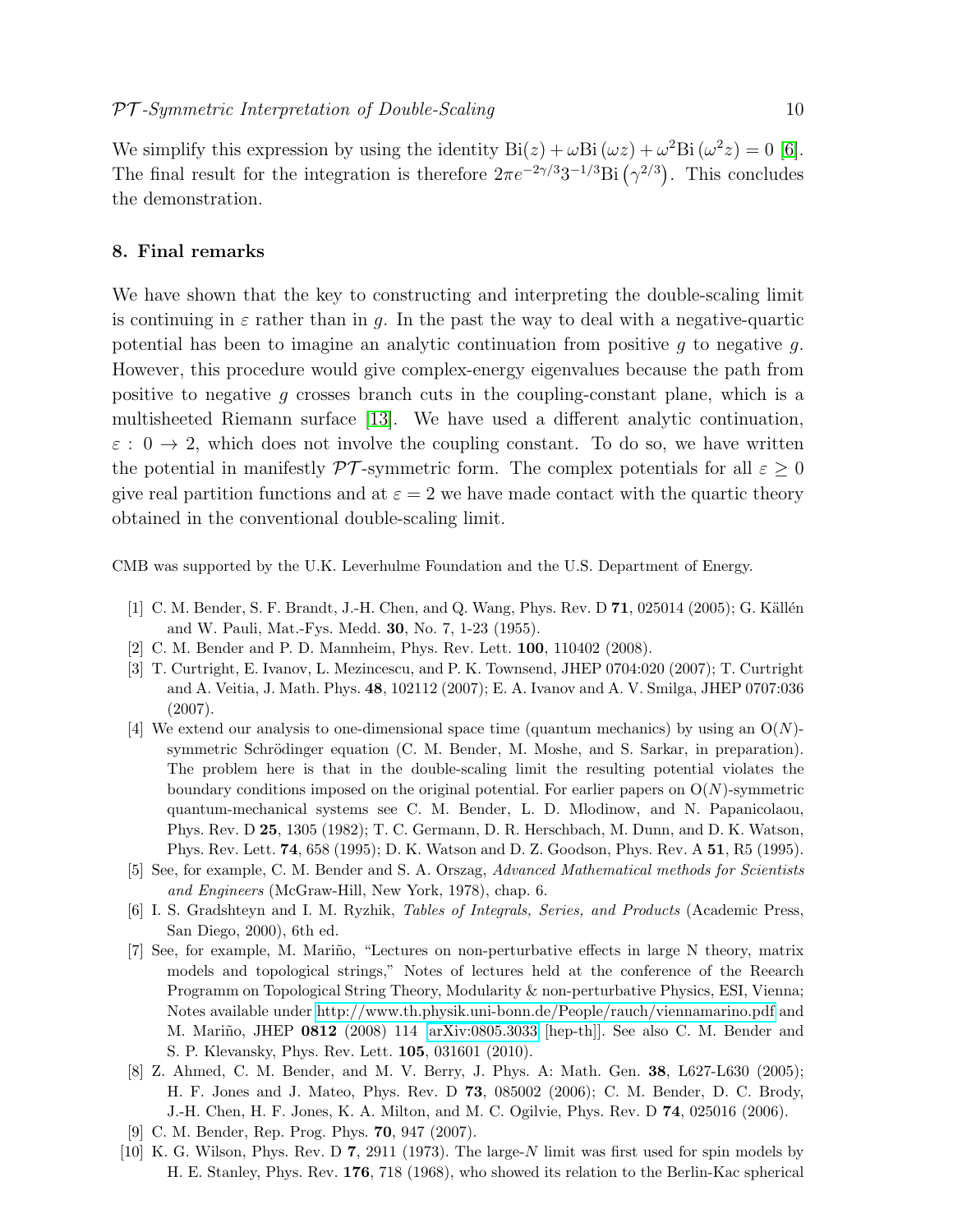We simplify this expression by using the identity $\mathrm{Bi}(z)+\omega\mathrm{Bi}(\omega z)+\omega^2\mathrm{Bi}(\omega^2 z)=0$ [6]. The final result for the integration is therefore $2\pi e^{-2\gamma/3}3^{-1/3}\mathrm{Bi}\left(\gamma^{2/3}\right)$. This concludes the demonstration.

## 8. Final remarks

We have shown that the key to constructing and interpreting the double-scaling limit is continuing in $\varepsilon$ rather than in $g$. In the past the way to deal with a negative-quartic potential has been to imagine an analytic continuation from positive $g$ to negative $g$. However, this procedure would give complex-energy eigenvalues because the path from positive to negative $g$ crosses branch cuts in the coupling-constant plane, which is a multisheeted Riemann surface [13]. We have used a different analytic continuation, $\varepsilon : 0 \to 2$, which does not involve the coupling constant. To do so, we have written the potential in manifestly $\mathcal{PT}$-symmetric form. The complex potentials for all $\varepsilon \geq 0$ give real partition functions and at $\varepsilon = 2$ we have made contact with the quartic theory obtained in the conventional double-scaling limit.

CMB was supported by the U.K. Leverhulme Foundation and the U.S. Department of Energy.

[1] C. M. Bender, S. F. Brandt, J.-H. Chen, and Q. Wang, Phys. Rev. D **71**, 025014 (2005); G. Källén and W. Pauli, Mat.-Fys. Medd. **30**, No. 7, 1-23 (1955).

[2] C. M. Bender and P. D. Mannheim, Phys. Rev. Lett. **100**, 110402 (2008).

[3] T. Curtright, E. Ivanov, L. Mezincescu, and P. K. Townsend, JHEP 0704:020 (2007); T. Curtright and A. Veitia, J. Math. Phys. **48**, 102112 (2007); E. A. Ivanov and A. V. Smilga, JHEP 0707:036 (2007).

[4] We extend our analysis to one-dimensional space time (quantum mechanics) by using an O($N$)-symmetric Schrödinger equation (C. M. Bender, M. Moshe, and S. Sarkar, in preparation). The problem here is that in the double-scaling limit the resulting potential violates the boundary conditions imposed on the original potential. For earlier papers on O($N$)-symmetric quantum-mechanical systems see C. M. Bender, L. D. Mlodinow, and N. Papanicolaou, Phys. Rev. D **25**, 1305 (1982); T. C. Germann, D. R. Herschbach, M. Dunn, and D. K. Watson, Phys. Rev. Lett. **74**, 658 (1995); D. K. Watson and D. Z. Goodson, Phys. Rev. A **51**, R5 (1995).

[5] See, for example, C. M. Bender and S. A. Orszag, *Advanced Mathematical methods for Scientists and Engineers* (McGraw-Hill, New York, 1978), chap. 6.

[6] I. S. Gradshteyn and I. M. Ryzhik, *Tables of Integrals, Series, and Products* (Academic Press, San Diego, 2000), 6th ed.

[7] See, for example, M. Mariño, "Lectures on non-perturbative effects in large N theory, matrix models and topological strings," Notes of lectures held at the conference of the Reearch Programm on Topological String Theory, Modularity & non-perturbative Physics, ESI, Vienna; Notes available under http://www.th.physik.uni-bonn.de/People/rauch/viennamarino.pdf and M. Mariño, JHEP **0812** (2008) 114 [arXiv:0805.3033 [hep-th]]. See also C. M. Bender and S. P. Klevansky, Phys. Rev. Lett. **105**, 031601 (2010).

[8] Z. Ahmed, C. M. Bender, and M. V. Berry, J. Phys. A: Math. Gen. **38**, L627-L630 (2005); H. F. Jones and J. Mateo, Phys. Rev. D **73**, 085002 (2006); C. M. Bender, D. C. Brody, J.-H. Chen, H. F. Jones, K. A. Milton, and M. C. Ogilvie, Phys. Rev. D **74**, 025016 (2006).

[9] C. M. Bender, Rep. Prog. Phys. **70**, 947 (2007).

[10] K. G. Wilson, Phys. Rev. D **7**, 2911 (1973). The large-$N$ limit was first used for spin models by H. E. Stanley, Phys. Rev. **176**, 718 (1968), who showed its relation to the Berlin-Kac spherical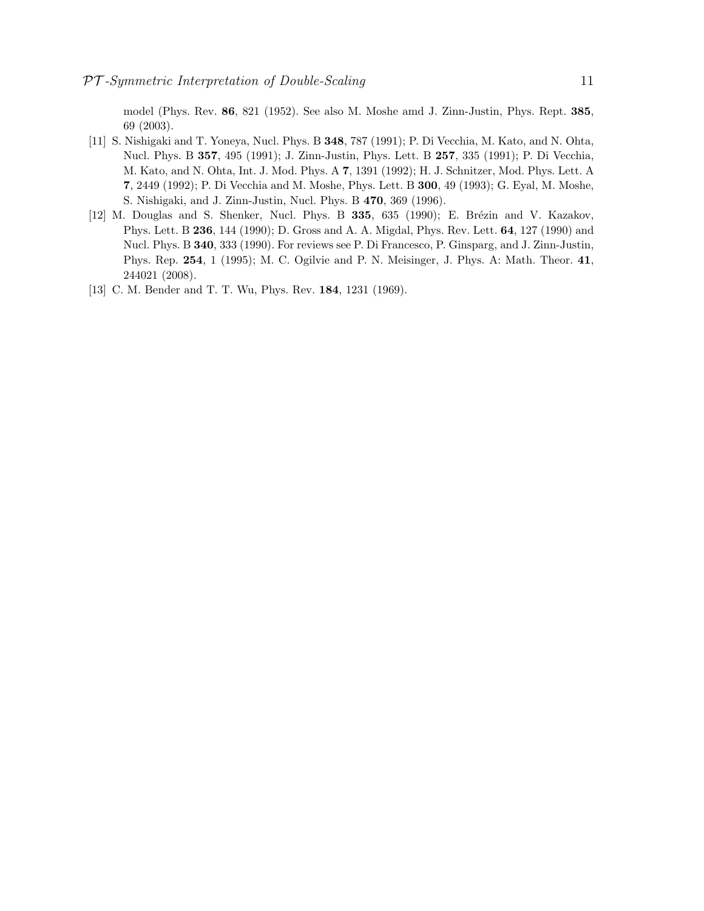model (Phys. Rev. **86**, 821 (1952). See also M. Moshe amd J. Zinn-Justin, Phys. Rept. **385**, 69 (2003).

[11] S. Nishigaki and T. Yoneya, Nucl. Phys. B **348**, 787 (1991); P. Di Vecchia, M. Kato, and N. Ohta, Nucl. Phys. B **357**, 495 (1991); J. Zinn-Justin, Phys. Lett. B **257**, 335 (1991); P. Di Vecchia, M. Kato, and N. Ohta, Int. J. Mod. Phys. A **7**, 1391 (1992); H. J. Schnitzer, Mod. Phys. Lett. A **7**, 2449 (1992); P. Di Vecchia and M. Moshe, Phys. Lett. B **300**, 49 (1993); G. Eyal, M. Moshe, S. Nishigaki, and J. Zinn-Justin, Nucl. Phys. B **470**, 369 (1996).

[12] M. Douglas and S. Shenker, Nucl. Phys. B **335**, 635 (1990); E. Brézin and V. Kazakov, Phys. Lett. B **236**, 144 (1990); D. Gross and A. A. Migdal, Phys. Rev. Lett. **64**, 127 (1990) and Nucl. Phys. B **340**, 333 (1990). For reviews see P. Di Francesco, P. Ginsparg, and J. Zinn-Justin, Phys. Rep. **254**, 1 (1995); M. C. Ogilvie and P. N. Meisinger, J. Phys. A: Math. Theor. **41**, 244021 (2008).

[13] C. M. Bender and T. T. Wu, Phys. Rev. **184**, 1231 (1969).